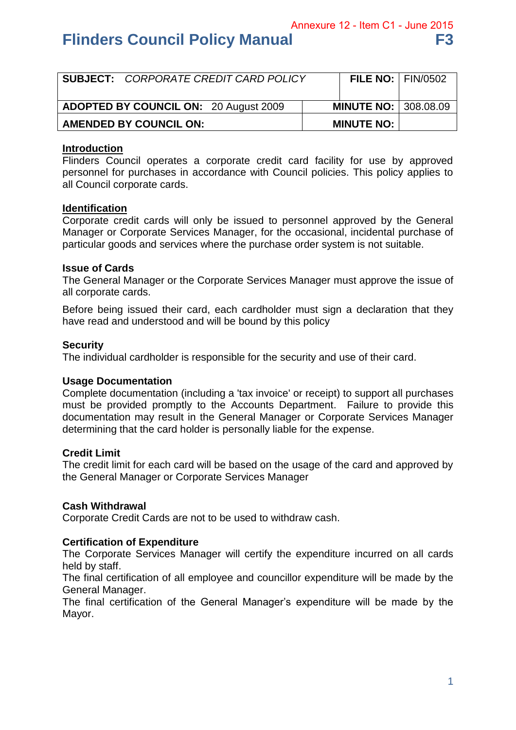Annexure 12 - Item C1 - June 2015

# Flinders Council Policy Manual F3

| **SUBJECT:** *CORPORATE CREDIT CARD POLICY* | **FILE NO:** | FIN/0502 |
|---|---|---|
| **ADOPTED BY COUNCIL ON:** 20 August 2009 | **MINUTE NO:** | 308.08.09 |
| **AMENDED BY COUNCIL ON:** | **MINUTE NO:** | |

## Introduction

Flinders Council operates a corporate credit card facility for use by approved personnel for purchases in accordance with Council policies. This policy applies to all Council corporate cards.

## Identification

Corporate credit cards will only be issued to personnel approved by the General Manager or Corporate Services Manager, for the occasional, incidental purchase of particular goods and services where the purchase order system is not suitable.

### Issue of Cards

The General Manager or the Corporate Services Manager must approve the issue of all corporate cards.

Before being issued their card, each cardholder must sign a declaration that they have read and understood and will be bound by this policy

### Security

The individual cardholder is responsible for the security and use of their card.

### Usage Documentation

Complete documentation (including a 'tax invoice' or receipt) to support all purchases must be provided promptly to the Accounts Department. Failure to provide this documentation may result in the General Manager or Corporate Services Manager determining that the card holder is personally liable for the expense.

### Credit Limit

The credit limit for each card will be based on the usage of the card and approved by the General Manager or Corporate Services Manager

### Cash Withdrawal

Corporate Credit Cards are not to be used to withdraw cash.

### Certification of Expenditure

The Corporate Services Manager will certify the expenditure incurred on all cards held by staff.

The final certification of all employee and councillor expenditure will be made by the General Manager.

The final certification of the General Manager's expenditure will be made by the Mayor.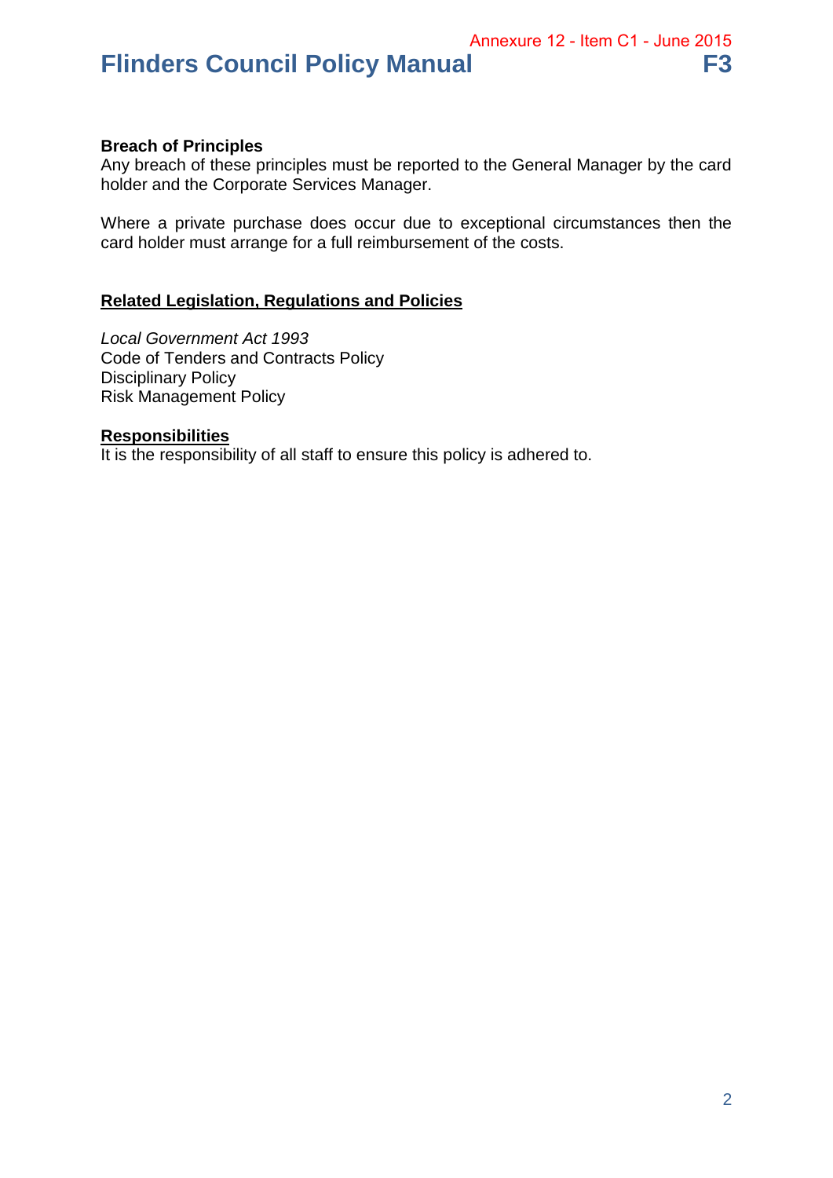**Breach of Principles**

Any breach of these principles must be reported to the General Manager by the card holder and the Corporate Services Manager.

Where a private purchase does occur due to exceptional circumstances then the card holder must arrange for a full reimbursement of the costs.

## Related Legislation, Regulations and Policies

*Local Government Act 1993*
Code of Tenders and Contracts Policy
Disciplinary Policy
Risk Management Policy

## Responsibilities

It is the responsibility of all staff to ensure this policy is adhered to.